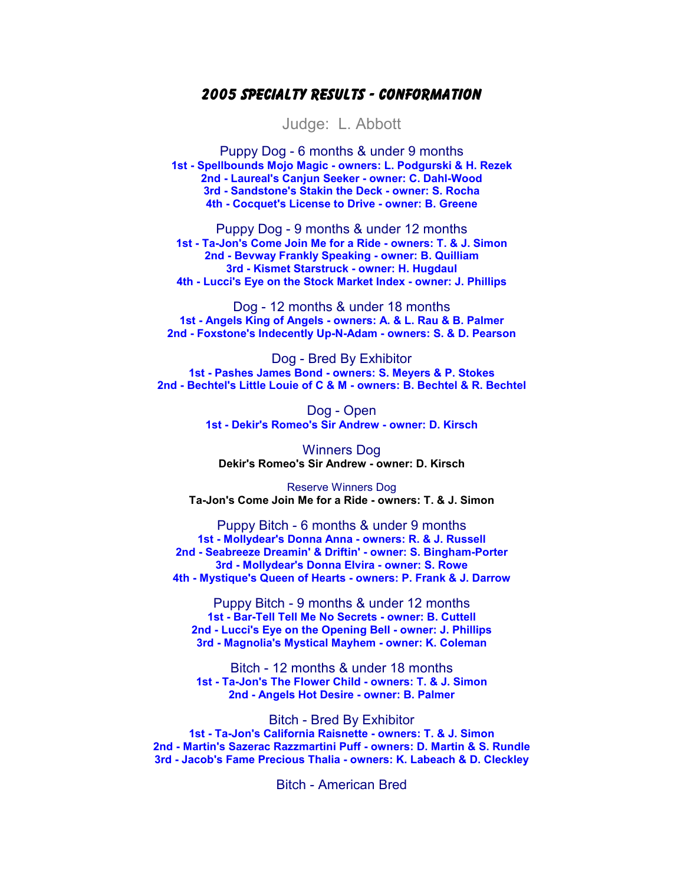# 2005 Specialty Results - Conformation

Judge: L. Abbott

## Puppy Dog - 6 months & under 9 months

**1st - Spellbounds Mojo Magic - owners: L. Podgurski & H. Rezek**
**2nd - Laureal's Canjun Seeker - owner: C. Dahl-Wood**
**3rd - Sandstone's Stakin the Deck - owner: S. Rocha**
**4th - Cocquet's License to Drive - owner: B. Greene**

## Puppy Dog - 9 months & under 12 months

**1st - Ta-Jon's Come Join Me for a Ride - owners: T. & J. Simon**
**2nd - Bevway Frankly Speaking - owner: B. Quilliam**
**3rd - Kismet Starstruck - owner: H. Hugdaul**
**4th - Lucci's Eye on the Stock Market Index - owner: J. Phillips**

## Dog - 12 months & under 18 months

**1st - Angels King of Angels - owners: A. & L. Rau & B. Palmer**
**2nd - Foxstone's Indecently Up-N-Adam - owners: S. & D. Pearson**

## Dog - Bred By Exhibitor

**1st - Pashes James Bond - owners: S. Meyers & P. Stokes**
**2nd - Bechtel's Little Louie of C & M - owners: B. Bechtel & R. Bechtel**

## Dog - Open

**1st - Dekir's Romeo's Sir Andrew - owner: D. Kirsch**

## Winners Dog

**Dekir's Romeo's Sir Andrew - owner: D. Kirsch**

### Reserve Winners Dog

**Ta-Jon's Come Join Me for a Ride - owners: T. & J. Simon**

## Puppy Bitch - 6 months & under 9 months

**1st - Mollydear's Donna Anna - owners: R. & J. Russell**
**2nd - Seabreeze Dreamin' & Driftin' - owner: S. Bingham-Porter**
**3rd - Mollydear's Donna Elvira - owner: S. Rowe**
**4th - Mystique's Queen of Hearts - owners: P. Frank & J. Darrow**

## Puppy Bitch - 9 months & under 12 months

**1st - Bar-Tell Tell Me No Secrets - owner: B. Cuttell**
**2nd - Lucci's Eye on the Opening Bell - owner: J. Phillips**
**3rd - Magnolia's Mystical Mayhem - owner: K. Coleman**

## Bitch - 12 months & under 18 months

**1st - Ta-Jon's The Flower Child - owners: T. & J. Simon**
**2nd - Angels Hot Desire - owner: B. Palmer**

## Bitch - Bred By Exhibitor

**1st - Ta-Jon's California Raisnette - owners: T. & J. Simon**
**2nd - Martin's Sazerac Razzmartini Puff - owners: D. Martin & S. Rundle**
**3rd - Jacob's Fame Precious Thalia - owners: K. Labeach & D. Cleckley**

## Bitch - American Bred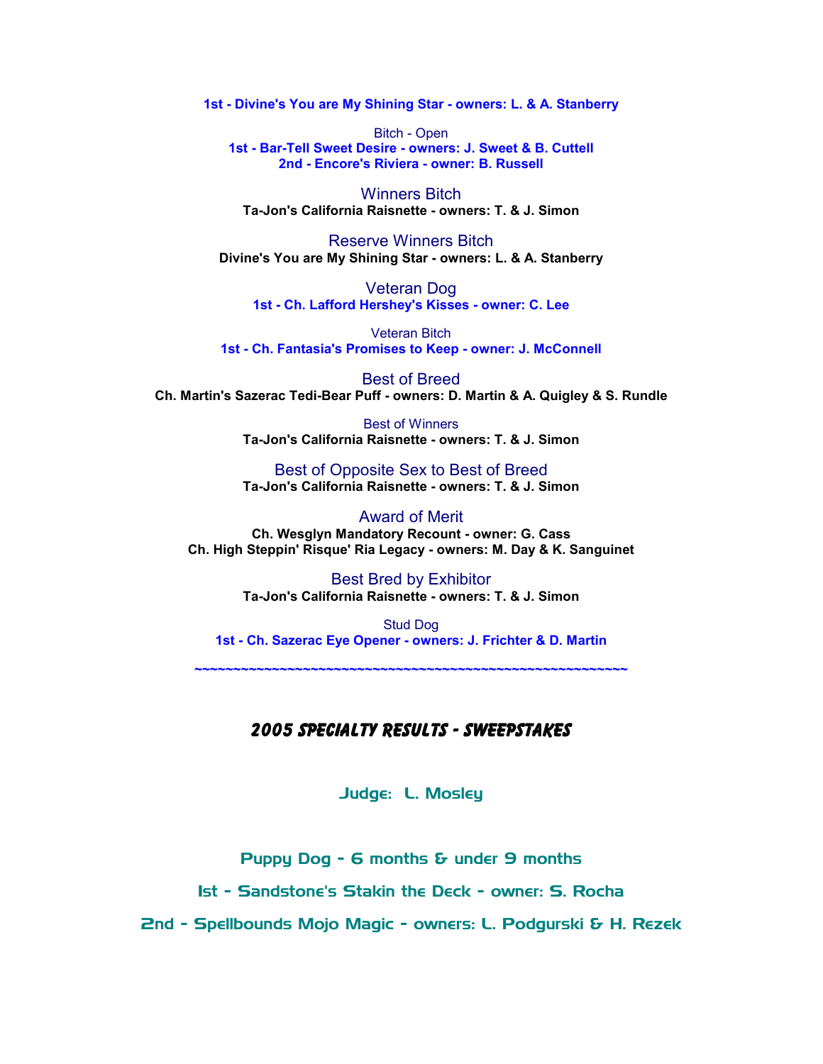**1st - Divine's You are My Shining Star - owners: L. & A. Stanberry**

Bitch - Open

**1st - Bar-Tell Sweet Desire - owners: J. Sweet & B. Cuttell**
**2nd - Encore's Riviera - owner: B. Russell**

Winners Bitch

**Ta-Jon's California Raisnette - owners: T. & J. Simon**

Reserve Winners Bitch

**Divine's You are My Shining Star - owners: L. & A. Stanberry**

Veteran Dog

**1st - Ch. Lafford Hershey's Kisses - owner: C. Lee**

Veteran Bitch

**1st - Ch. Fantasia's Promises to Keep - owner: J. McConnell**

Best of Breed

**Ch. Martin's Sazerac Tedi-Bear Puff - owners: D. Martin & A. Quigley & S. Rundle**

Best of Winners

**Ta-Jon's California Raisnette - owners: T. & J. Simon**

Best of Opposite Sex to Best of Breed

**Ta-Jon's California Raisnette - owners: T. & J. Simon**

Award of Merit

**Ch. Wesglyn Mandatory Recount - owner: G. Cass**
**Ch. High Steppin' Risque' Ria Legacy - owners: M. Day & K. Sanguinet**

Best Bred by Exhibitor

**Ta-Jon's California Raisnette - owners: T. & J. Simon**

Stud Dog

**1st - Ch. Sazerac Eye Opener - owners: J. Frichter & D. Martin**

~~~~~~~~~~~~~~~~~~~~~~~~~~~~~~~~~~~~~~~~~~~~~~~~~~~~~~~~~~~~~~~~~~~~~~~~~~~~~

## 2005 SPECIALTY RESULTS - SWEEPSTAKES

Judge: L. Mosley

Puppy Dog - 6 months & under 9 months

1st - Sandstone's Stakin the Deck - owner: S. Rocha

2nd - Spellbounds Mojo Magic - owners: L. Podgurski & H. Rezek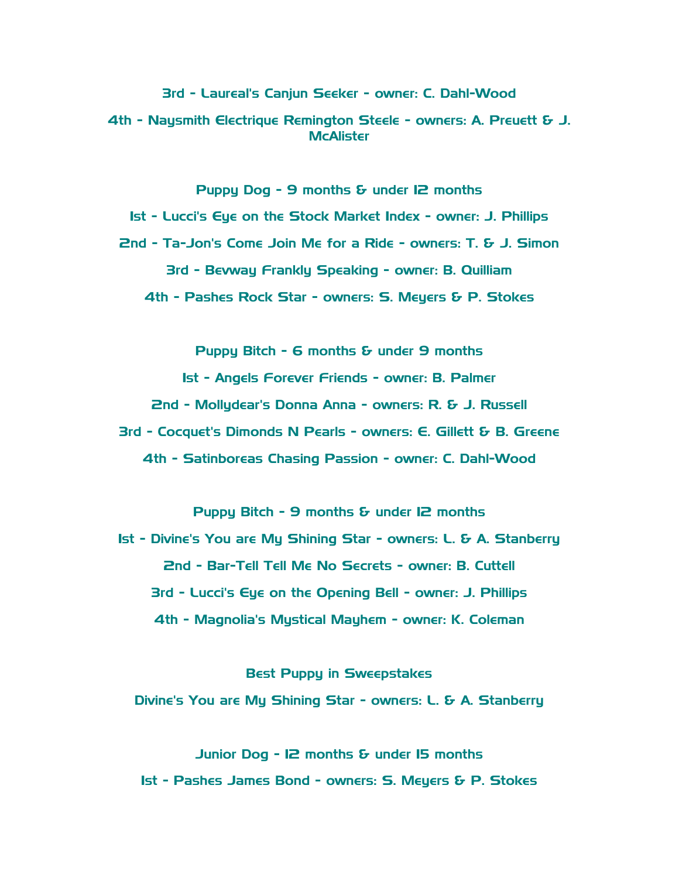3rd - Laureal's Canjun Seeker - owner: C. Dahl-Wood

4th - Naysmith Electrique Remington Steele - owners: A. Preuett & J. McAlister

**Puppy Dog - 9 months & under 12 months**

1st - Lucci's Eye on the Stock Market Index - owner: J. Phillips

2nd - Ta-Jon's Come Join Me for a Ride - owners: T. & J. Simon

3rd - Bevway Frankly Speaking - owner: B. Quilliam

4th - Pashes Rock Star - owners: S. Meyers & P. Stokes

**Puppy Bitch - 6 months & under 9 months**

1st - Angels Forever Friends - owner: B. Palmer

2nd - Mollydear's Donna Anna - owners: R. & J. Russell

3rd - Cocquet's Dimonds N Pearls - owners: E. Gillett & B. Greene

4th - Satinboreas Chasing Passion - owner: C. Dahl-Wood

**Puppy Bitch - 9 months & under 12 months**

1st - Divine's You are My Shining Star - owners: L. & A. Stanberry

2nd - Bar-Tell Tell Me No Secrets - owner: B. Cuttell

3rd - Lucci's Eye on the Opening Bell - owner: J. Phillips

4th - Magnolia's Mystical Mayhem - owner: K. Coleman

**Best Puppy in Sweepstakes**

Divine's You are My Shining Star - owners: L. & A. Stanberry

**Junior Dog - 12 months & under 15 months**

1st - Pashes James Bond - owners: S. Meyers & P. Stokes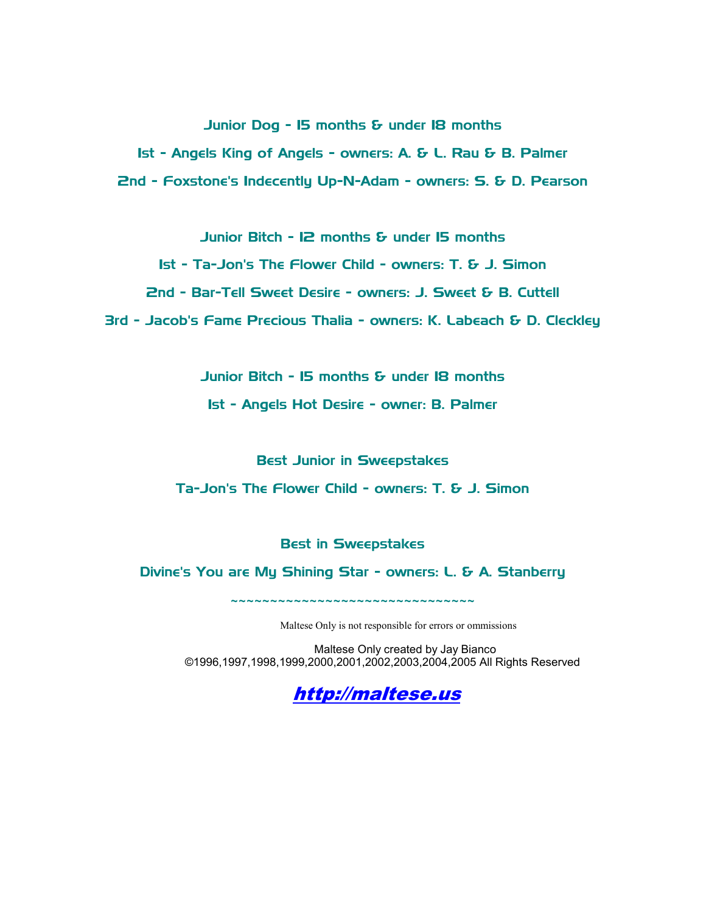Junior Dog - 15 months & under 18 months

1st - Angels King of Angels - owners: A. & L. Rau & B. Palmer

2nd - Foxstone's Indecently Up-N-Adam - owners: S. & D. Pearson

Junior Bitch - 12 months & under 15 months

1st - Ta-Jon's The Flower Child - owners: T. & J. Simon

2nd - Bar-Tell Sweet Desire - owners: J. Sweet & B. Cuttell

3rd - Jacob's Fame Precious Thalia - owners: K. Labeach & D. Cleckley

Junior Bitch - 15 months & under 18 months

1st - Angels Hot Desire - owner: B. Palmer

Best Junior in Sweepstakes

Ta-Jon's The Flower Child - owners: T. & J. Simon

Best in Sweepstakes

Divine's You are My Shining Star - owners: L. & A. Stanberry

~~~~~~~~~~~~~~~~~~~~~~~~~~~~~~~~

Maltese Only is not responsible for errors or ommissions

Maltese Only created by Jay Bianco
©1996,1997,1998,1999,2000,2001,2002,2003,2004,2005 All Rights Reserved

http://maltese.us